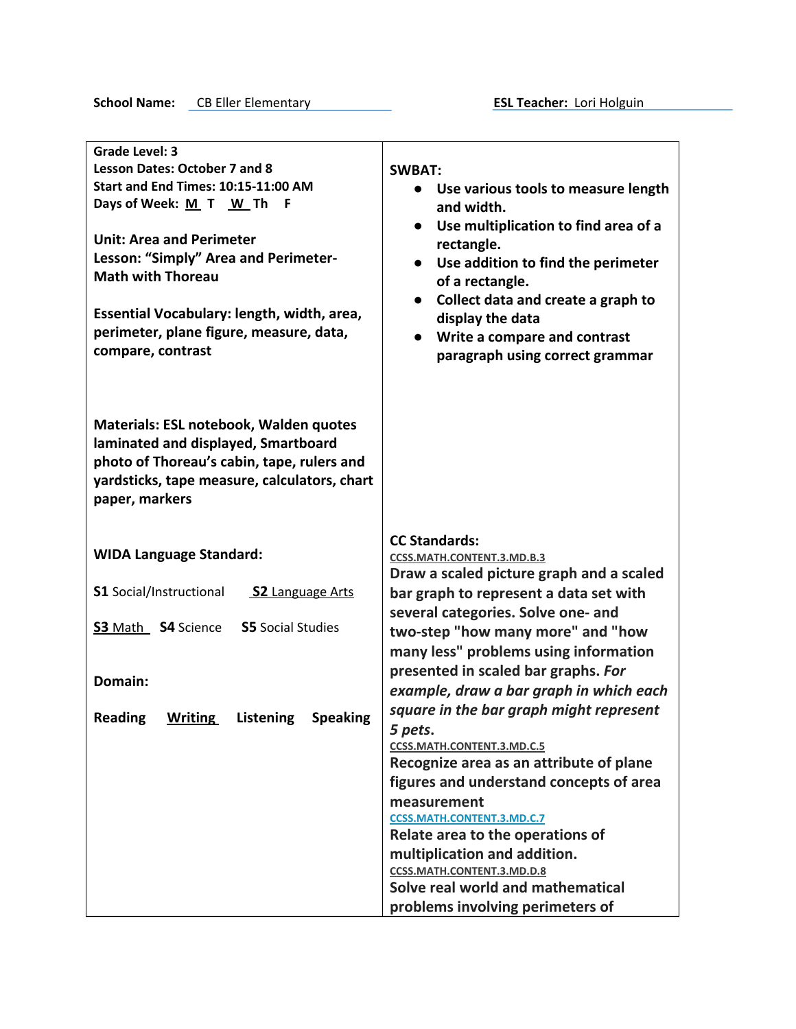**School Name:** CB Eller Elementary **ESL Teacher:** Lori Holguin

| | |
|---|---|
| **Grade Level: 3**<br>**Lesson Dates: October 7 and 8**<br>**Start and End Times: 10:15-11:00 AM**<br>**Days of Week: M T W Th F**<br><br>**Unit: Area and Perimeter**<br>**Lesson: "Simply" Area and Perimeter- Math with Thoreau**<br><br>**Essential Vocabulary: length, width, area, perimeter, plane figure, measure, data, compare, contrast** | **SWBAT:**<br>• **Use various tools to measure length and width.**<br>• **Use multiplication to find area of a rectangle.**<br>• **Use addition to find the perimeter of a rectangle.**<br>• **Collect data and create a graph to display the data**<br>• **Write a compare and contrast paragraph using correct grammar** |
| **Materials: ESL notebook, Walden quotes laminated and displayed, Smartboard photo of Thoreau's cabin, tape, rulers and yardsticks, tape measure, calculators, chart paper, markers** | |
| **WIDA Language Standard:**<br><br>**S1** Social/Instructional **S2** Language Arts<br><br>**S3** Math **S4** Science **S5** Social Studies<br><br>**Domain:**<br><br>**Reading** **Writing** **Listening** **Speaking** | **CC Standards:**<br>CCSS.MATH.CONTENT.3.MD.B.3<br>**Draw a scaled picture graph and a scaled bar graph to represent a data set with several categories. Solve one- and two-step "how many more" and "how many less" problems using information presented in scaled bar graphs.** ***For example, draw a bar graph in which each square in the bar graph might represent 5 pets.***<br>CCSS.MATH.CONTENT.3.MD.C.5<br>**Recognize area as an attribute of plane figures and understand concepts of area measurement**<br>CCSS.MATH.CONTENT.3.MD.C.7<br>**Relate area to the operations of multiplication and addition.**<br>CCSS.MATH.CONTENT.3.MD.D.8<br>**Solve real world and mathematical problems involving perimeters of** |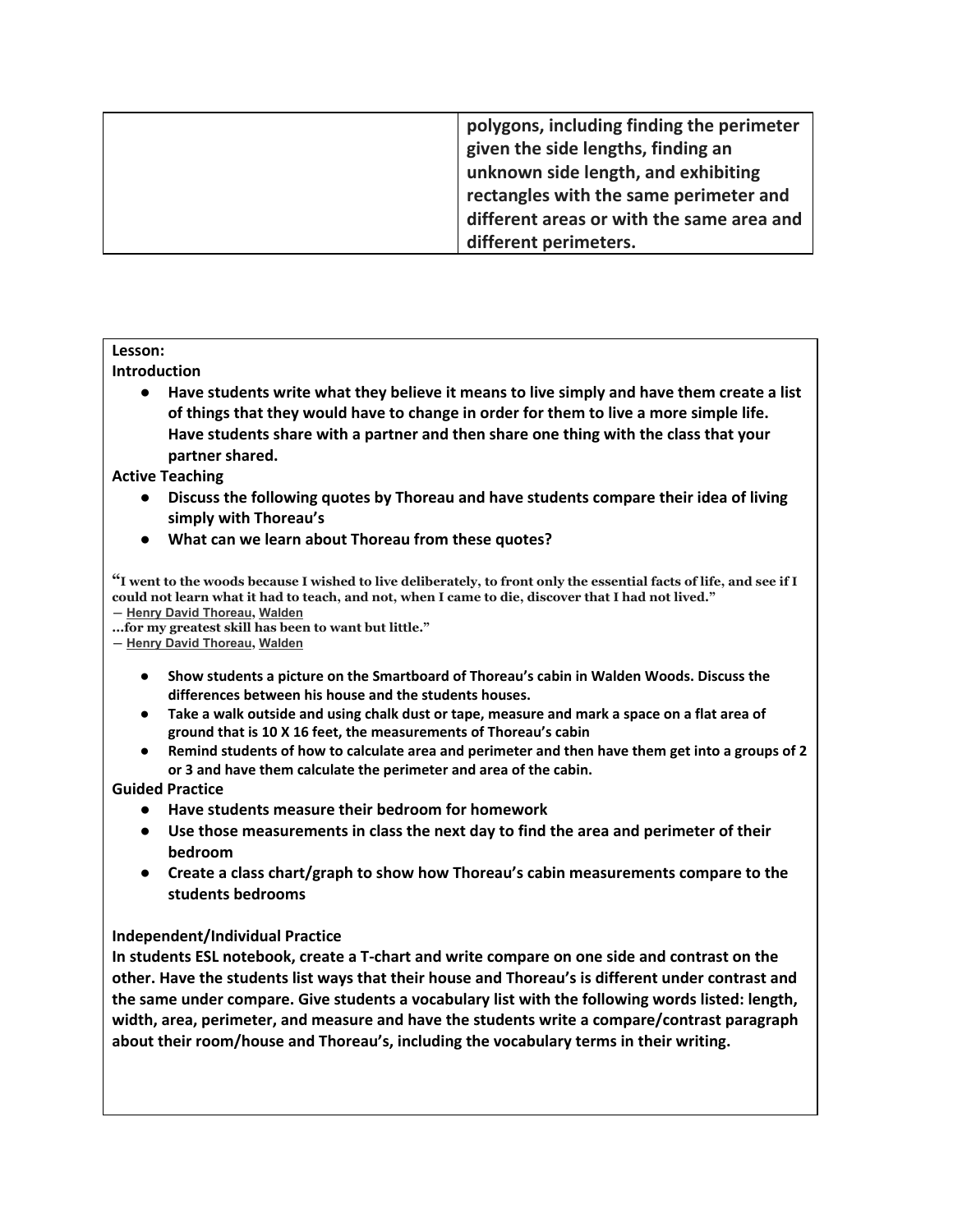| | polygons, including finding the perimeter given the side lengths, finding an unknown side length, and exhibiting rectangles with the same perimeter and different areas or with the same area and different perimeters. |
|---|---|

**Lesson:**

**Introduction**

- **Have students write what they believe it means to live simply and have them create a list of things that they would have to change in order for them to live a more simple life. Have students share with a partner and then share one thing with the class that your partner shared.**

**Active Teaching**

- **Discuss the following quotes by Thoreau and have students compare their idea of living simply with Thoreau's**
- **What can we learn about Thoreau from these quotes?**

**"I went to the woods because I wished to live deliberately, to front only the essential facts of life, and see if I could not learn what it had to teach, and not, when I came to die, discover that I had not lived."**
**― Henry David Thoreau, Walden**
**...for my greatest skill has been to want but little."**
**― Henry David Thoreau, Walden**

- **Show students a picture on the Smartboard of Thoreau's cabin in Walden Woods. Discuss the differences between his house and the students houses.**
- **Take a walk outside and using chalk dust or tape, measure and mark a space on a flat area of ground that is 10 X 16 feet, the measurements of Thoreau's cabin**
- **Remind students of how to calculate area and perimeter and then have them get into a groups of 2 or 3 and have them calculate the perimeter and area of the cabin.**

**Guided Practice**

- **Have students measure their bedroom for homework**
- **Use those measurements in class the next day to find the area and perimeter of their bedroom**
- **Create a class chart/graph to show how Thoreau's cabin measurements compare to the students bedrooms**

**Independent/Individual Practice**

**In students ESL notebook, create a T-chart and write compare on one side and contrast on the other. Have the students list ways that their house and Thoreau's is different under contrast and the same under compare. Give students a vocabulary list with the following words listed: length, width, area, perimeter, and measure and have the students write a compare/contrast paragraph about their room/house and Thoreau's, including the vocabulary terms in their writing.**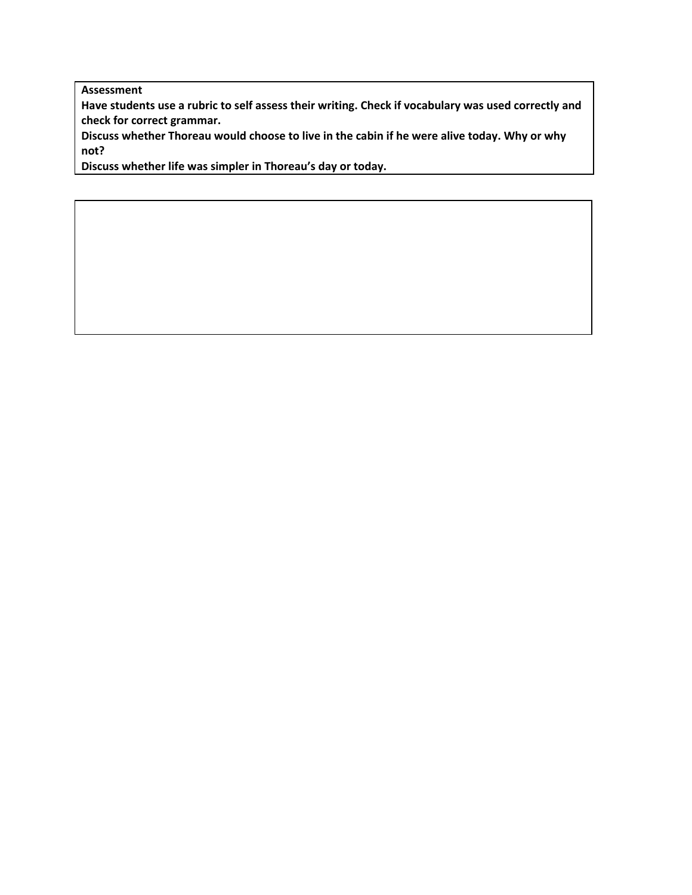**Assessment**

**Have students use a rubric to self assess their writing. Check if vocabulary was used correctly and check for correct grammar.**

**Discuss whether Thoreau would choose to live in the cabin if he were alive today. Why or why not?**

**Discuss whether life was simpler in Thoreau's day or today.**